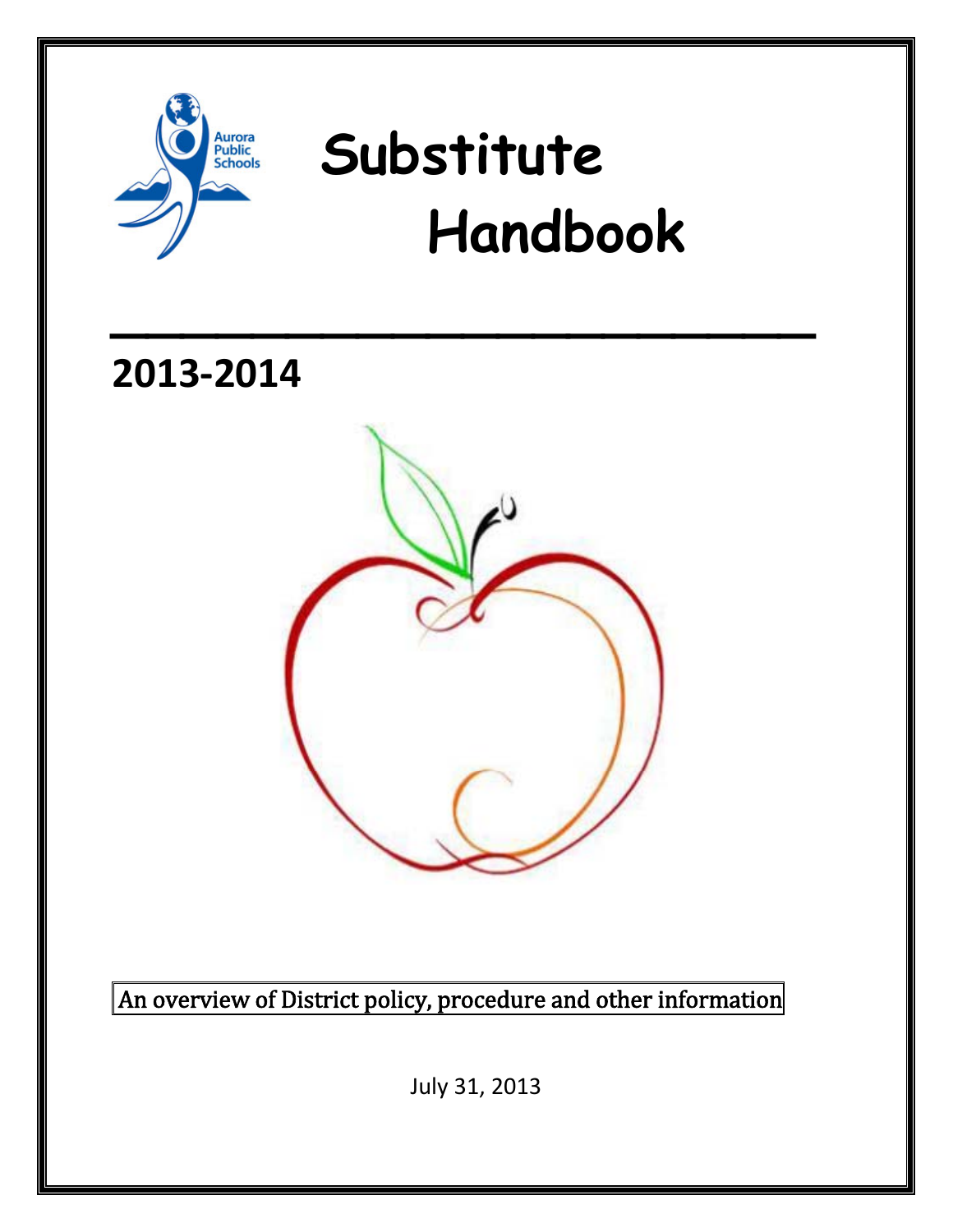Aurora Public Schools

# Substitute Handbook

## 2013-2014

An overview of District policy, procedure and other information

July 31, 2013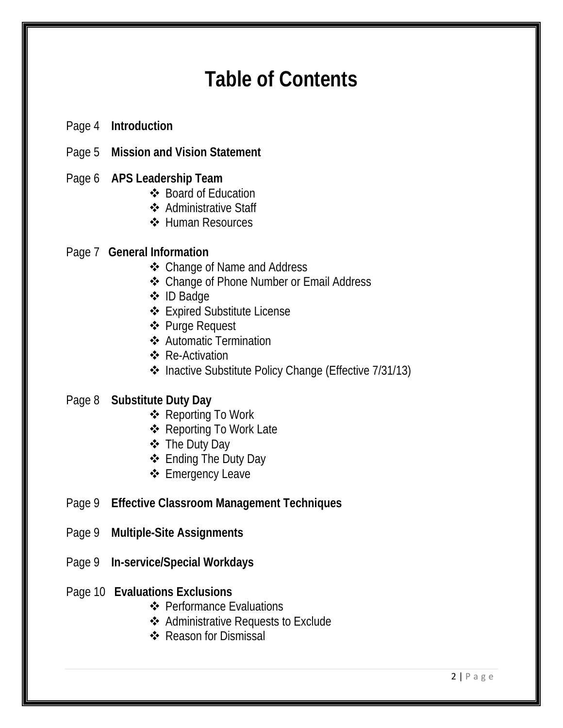# Table of Contents

Page 4 **Introduction**

Page 5 **Mission and Vision Statement**

Page 6 **APS Leadership Team**
- Board of Education
- Administrative Staff
- Human Resources

Page 7 **General Information**
- Change of Name and Address
- Change of Phone Number or Email Address
- ID Badge
- Expired Substitute License
- Purge Request
- Automatic Termination
- Re-Activation
- Inactive Substitute Policy Change (Effective 7/31/13)

Page 8 **Substitute Duty Day**
- Reporting To Work
- Reporting To Work Late
- The Duty Day
- Ending The Duty Day
- Emergency Leave

Page 9 **Effective Classroom Management Techniques**

Page 9 **Multiple-Site Assignments**

Page 9 **In-service/Special Workdays**

Page 10 **Evaluations Exclusions**
- Performance Evaluations
- Administrative Requests to Exclude
- Reason for Dismissal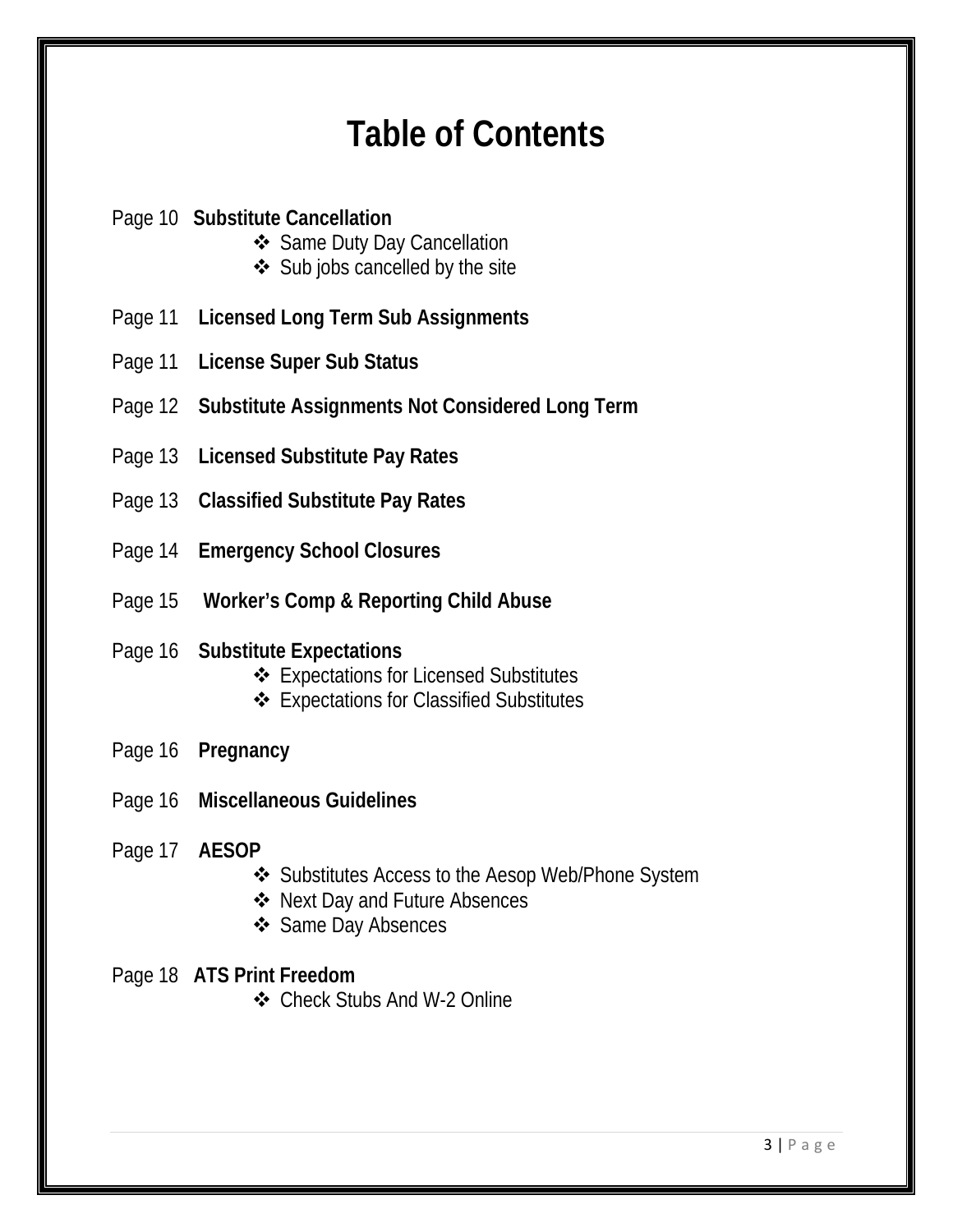# Table of Contents

Page 10 **Substitute Cancellation**

- Same Duty Day Cancellation
- Sub jobs cancelled by the site

Page 11 **Licensed Long Term Sub Assignments**

Page 11 **License Super Sub Status**

Page 12 **Substitute Assignments Not Considered Long Term**

Page 13 **Licensed Substitute Pay Rates**

Page 13 **Classified Substitute Pay Rates**

Page 14 **Emergency School Closures**

Page 15 **Worker's Comp & Reporting Child Abuse**

Page 16 **Substitute Expectations**

- Expectations for Licensed Substitutes
- Expectations for Classified Substitutes

Page 16 **Pregnancy**

Page 16 **Miscellaneous Guidelines**

Page 17 **AESOP**

- Substitutes Access to the Aesop Web/Phone System
- Next Day and Future Absences
- Same Day Absences

Page 18 **ATS Print Freedom**

- Check Stubs And W-2 Online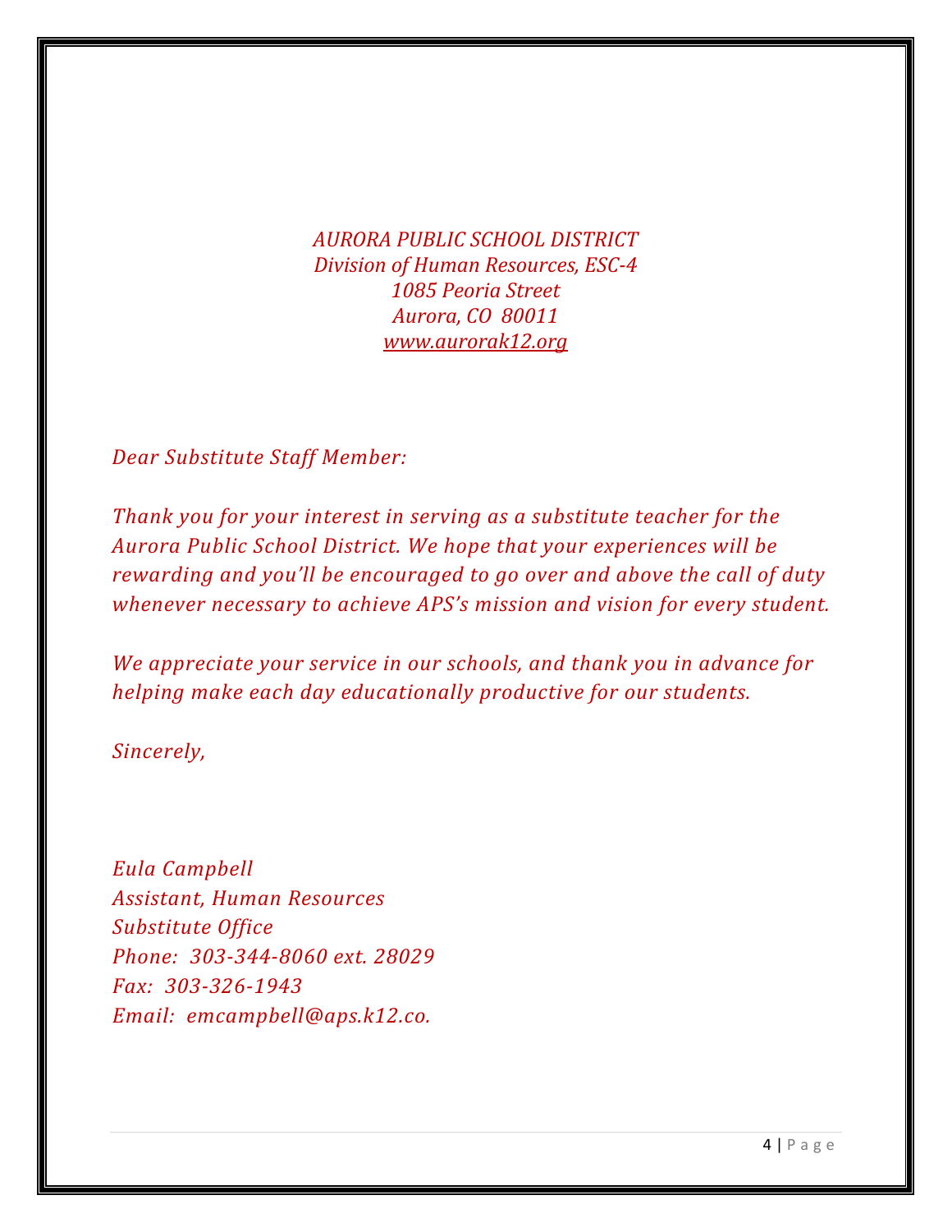*AURORA PUBLIC SCHOOL DISTRICT*
*Division of Human Resources, ESC-4*
*1085 Peoria Street*
*Aurora, CO 80011*
*www.aurorak12.org*

*Dear Substitute Staff Member:*

*Thank you for your interest in serving as a substitute teacher for the Aurora Public School District. We hope that your experiences will be rewarding and you'll be encouraged to go over and above the call of duty whenever necessary to achieve APS's mission and vision for every student.*

*We appreciate your service in our schools, and thank you in advance for helping make each day educationally productive for our students.*

*Sincerely,*

*Eula Campbell*
*Assistant, Human Resources*
*Substitute Office*
*Phone: 303-344-8060 ext. 28029*
*Fax: 303-326-1943*
*Email: emcampbell@aps.k12.co.*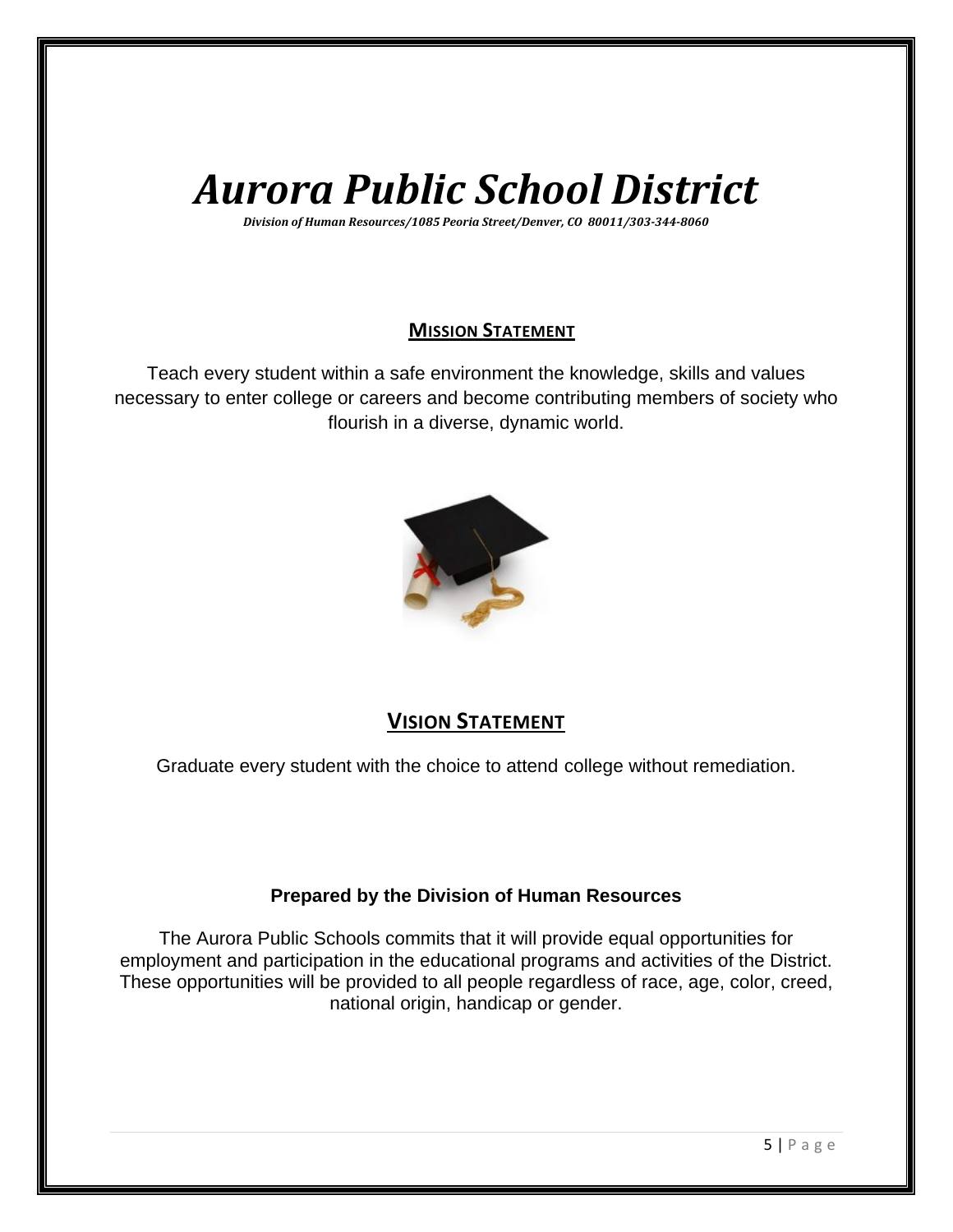# *Aurora Public School District*

***Division of Human Resources/1085 Peoria Street/Denver, CO 80011/303-344-8060***

## Mission Statement

Teach every student within a safe environment the knowledge, skills and values necessary to enter college or careers and become contributing members of society who flourish in a diverse, dynamic world.

## Vision Statement

Graduate every student with the choice to attend college without remediation.

**Prepared by the Division of Human Resources**

The Aurora Public Schools commits that it will provide equal opportunities for employment and participation in the educational programs and activities of the District. These opportunities will be provided to all people regardless of race, age, color, creed, national origin, handicap or gender.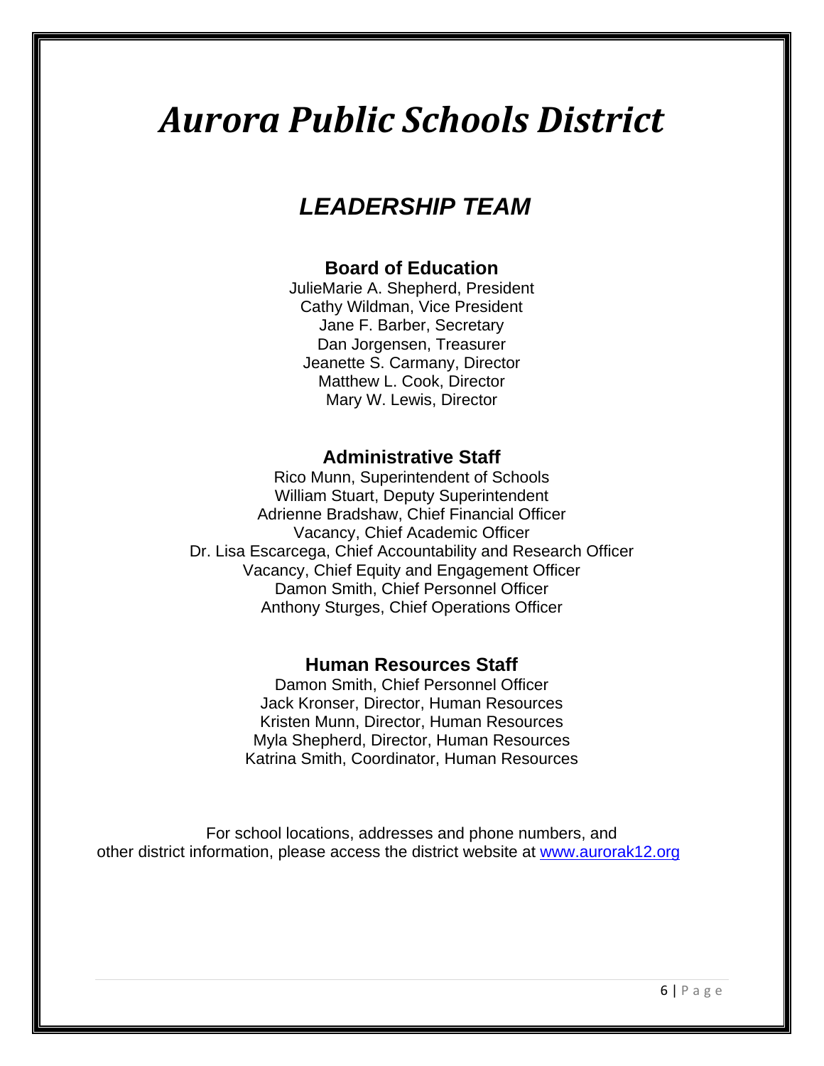# *Aurora Public Schools District*

## *LEADERSHIP TEAM*

### Board of Education

JulieMarie A. Shepherd, President
Cathy Wildman, Vice President
Jane F. Barber, Secretary
Dan Jorgensen, Treasurer
Jeanette S. Carmany, Director
Matthew L. Cook, Director
Mary W. Lewis, Director

### Administrative Staff

Rico Munn, Superintendent of Schools
William Stuart, Deputy Superintendent
Adrienne Bradshaw, Chief Financial Officer
Vacancy, Chief Academic Officer
Dr. Lisa Escarcega, Chief Accountability and Research Officer
Vacancy, Chief Equity and Engagement Officer
Damon Smith, Chief Personnel Officer
Anthony Sturges, Chief Operations Officer

### Human Resources Staff

Damon Smith, Chief Personnel Officer
Jack Kronser, Director, Human Resources
Kristen Munn, Director, Human Resources
Myla Shepherd, Director, Human Resources
Katrina Smith, Coordinator, Human Resources

For school locations, addresses and phone numbers, and other district information, please access the district website at [www.aurorak12.org](http://www.aurorak12.org)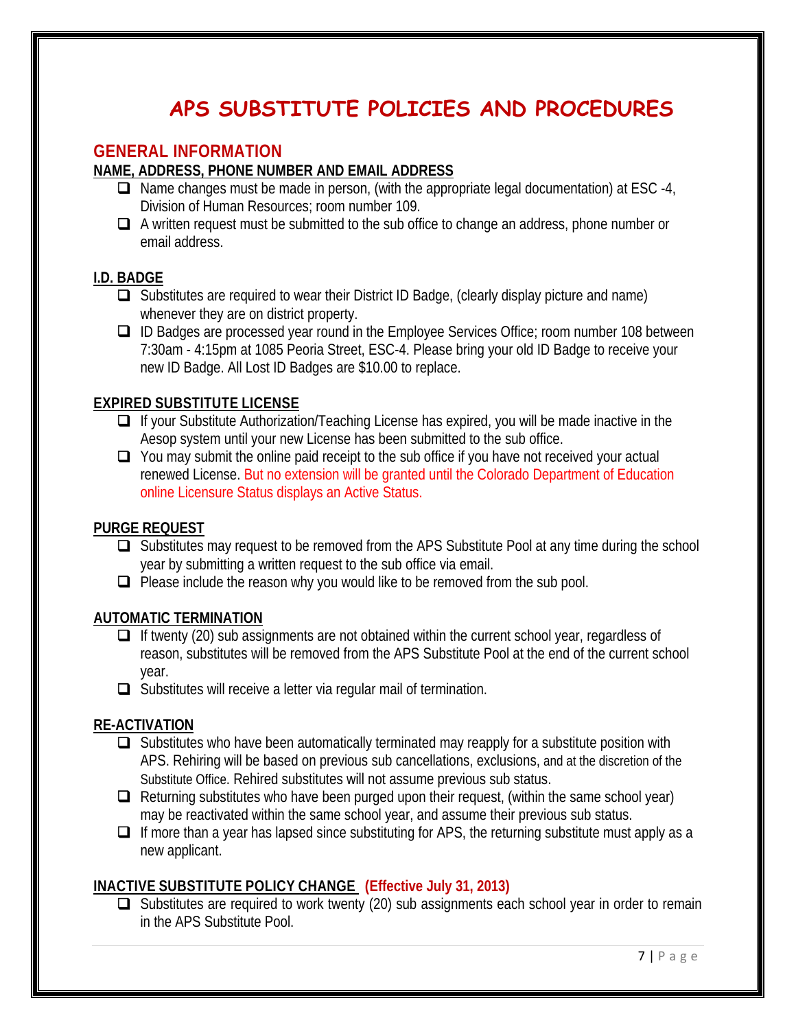# APS SUBSTITUTE POLICIES AND PROCEDURES

## GENERAL INFORMATION

### NAME, ADDRESS, PHONE NUMBER AND EMAIL ADDRESS

- Name changes must be made in person, (with the appropriate legal documentation) at ESC -4, Division of Human Resources; room number 109.
- A written request must be submitted to the sub office to change an address, phone number or email address.

### I.D. BADGE

- Substitutes are required to wear their District ID Badge, (clearly display picture and name) whenever they are on district property.
- ID Badges are processed year round in the Employee Services Office; room number 108 between 7:30am - 4:15pm at 1085 Peoria Street, ESC-4. Please bring your old ID Badge to receive your new ID Badge. All Lost ID Badges are $10.00 to replace.

### EXPIRED SUBSTITUTE LICENSE

- If your Substitute Authorization/Teaching License has expired, you will be made inactive in the Aesop system until your new License has been submitted to the sub office.
- You may submit the online paid receipt to the sub office if you have not received your actual renewed License. But no extension will be granted until the Colorado Department of Education online Licensure Status displays an Active Status.

### PURGE REQUEST

- Substitutes may request to be removed from the APS Substitute Pool at any time during the school year by submitting a written request to the sub office via email.
- Please include the reason why you would like to be removed from the sub pool.

### AUTOMATIC TERMINATION

- If twenty (20) sub assignments are not obtained within the current school year, regardless of reason, substitutes will be removed from the APS Substitute Pool at the end of the current school year.
- Substitutes will receive a letter via regular mail of termination.

### RE-ACTIVATION

- Substitutes who have been automatically terminated may reapply for a substitute position with APS. Rehiring will be based on previous sub cancellations, exclusions, and at the discretion of the Substitute Office. Rehired substitutes will not assume previous sub status.
- Returning substitutes who have been purged upon their request, (within the same school year) may be reactivated within the same school year, and assume their previous sub status.
- If more than a year has lapsed since substituting for APS, the returning substitute must apply as a new applicant.

### INACTIVE SUBSTITUTE POLICY CHANGE (Effective July 31, 2013)

- Substitutes are required to work twenty (20) sub assignments each school year in order to remain in the APS Substitute Pool.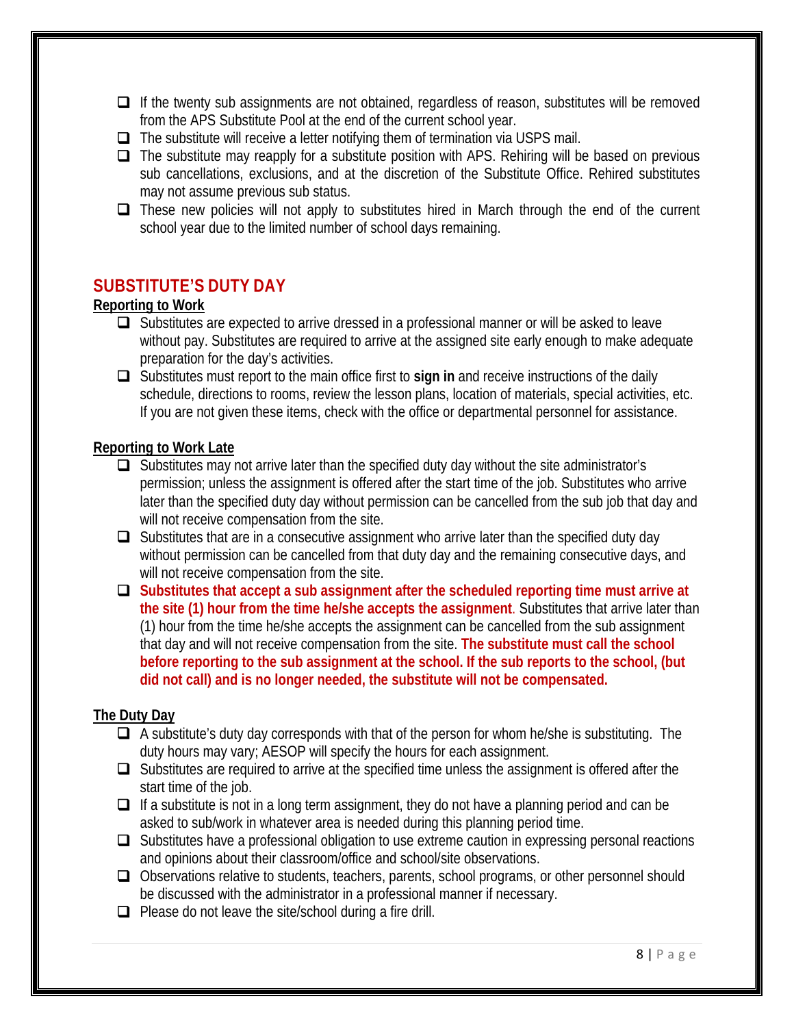- If the twenty sub assignments are not obtained, regardless of reason, substitutes will be removed from the APS Substitute Pool at the end of the current school year.
- The substitute will receive a letter notifying them of termination via USPS mail.
- The substitute may reapply for a substitute position with APS. Rehiring will be based on previous sub cancellations, exclusions, and at the discretion of the Substitute Office. Rehired substitutes may not assume previous sub status.
- These new policies will not apply to substitutes hired in March through the end of the current school year due to the limited number of school days remaining.

## SUBSTITUTE'S DUTY DAY

### Reporting to Work

- Substitutes are expected to arrive dressed in a professional manner or will be asked to leave without pay. Substitutes are required to arrive at the assigned site early enough to make adequate preparation for the day's activities.
- Substitutes must report to the main office first to **sign in** and receive instructions of the daily schedule, directions to rooms, review the lesson plans, location of materials, special activities, etc. If you are not given these items, check with the office or departmental personnel for assistance.

### Reporting to Work Late

- Substitutes may not arrive later than the specified duty day without the site administrator's permission; unless the assignment is offered after the start time of the job. Substitutes who arrive later than the specified duty day without permission can be cancelled from the sub job that day and will not receive compensation from the site.
- Substitutes that are in a consecutive assignment who arrive later than the specified duty day without permission can be cancelled from that duty day and the remaining consecutive days, and will not receive compensation from the site.
- **Substitutes that accept a sub assignment after the scheduled reporting time must arrive at the site (1) hour from the time he/she accepts the assignment**. Substitutes that arrive later than (1) hour from the time he/she accepts the assignment can be cancelled from the sub assignment that day and will not receive compensation from the site. **The substitute must call the school before reporting to the sub assignment at the school. If the sub reports to the school, (but did not call) and is no longer needed, the substitute will not be compensated.**

### The Duty Day

- A substitute's duty day corresponds with that of the person for whom he/she is substituting. The duty hours may vary; AESOP will specify the hours for each assignment.
- Substitutes are required to arrive at the specified time unless the assignment is offered after the start time of the job.
- If a substitute is not in a long term assignment, they do not have a planning period and can be asked to sub/work in whatever area is needed during this planning period time.
- Substitutes have a professional obligation to use extreme caution in expressing personal reactions and opinions about their classroom/office and school/site observations.
- Observations relative to students, teachers, parents, school programs, or other personnel should be discussed with the administrator in a professional manner if necessary.
- Please do not leave the site/school during a fire drill.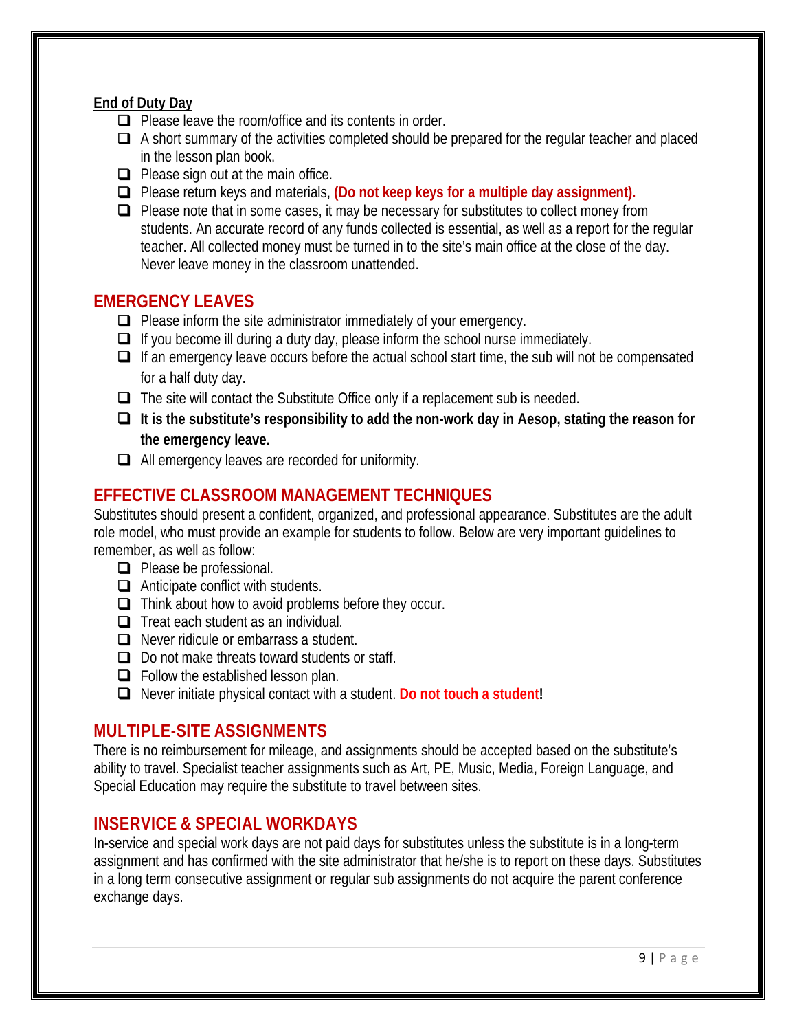**End of Duty Day**

- Please leave the room/office and its contents in order.
- A short summary of the activities completed should be prepared for the regular teacher and placed in the lesson plan book.
- Please sign out at the main office.
- Please return keys and materials, **(Do not keep keys for a multiple day assignment).**
- Please note that in some cases, it may be necessary for substitutes to collect money from students. An accurate record of any funds collected is essential, as well as a report for the regular teacher. All collected money must be turned in to the site's main office at the close of the day. Never leave money in the classroom unattended.

## EMERGENCY LEAVES

- Please inform the site administrator immediately of your emergency.
- If you become ill during a duty day, please inform the school nurse immediately.
- If an emergency leave occurs before the actual school start time, the sub will not be compensated for a half duty day.
- The site will contact the Substitute Office only if a replacement sub is needed.
- **It is the substitute's responsibility to add the non-work day in Aesop, stating the reason for the emergency leave.**
- All emergency leaves are recorded for uniformity.

## EFFECTIVE CLASSROOM MANAGEMENT TECHNIQUES

Substitutes should present a confident, organized, and professional appearance. Substitutes are the adult role model, who must provide an example for students to follow. Below are very important guidelines to remember, as well as follow:

- Please be professional.
- Anticipate conflict with students.
- Think about how to avoid problems before they occur.
- Treat each student as an individual.
- Never ridicule or embarrass a student.
- Do not make threats toward students or staff.
- Follow the established lesson plan.
- Never initiate physical contact with a student. **Do not touch a student!**

## MULTIPLE-SITE ASSIGNMENTS

There is no reimbursement for mileage, and assignments should be accepted based on the substitute's ability to travel. Specialist teacher assignments such as Art, PE, Music, Media, Foreign Language, and Special Education may require the substitute to travel between sites.

## INSERVICE & SPECIAL WORKDAYS

In-service and special work days are not paid days for substitutes unless the substitute is in a long-term assignment and has confirmed with the site administrator that he/she is to report on these days. Substitutes in a long term consecutive assignment or regular sub assignments do not acquire the parent conference exchange days.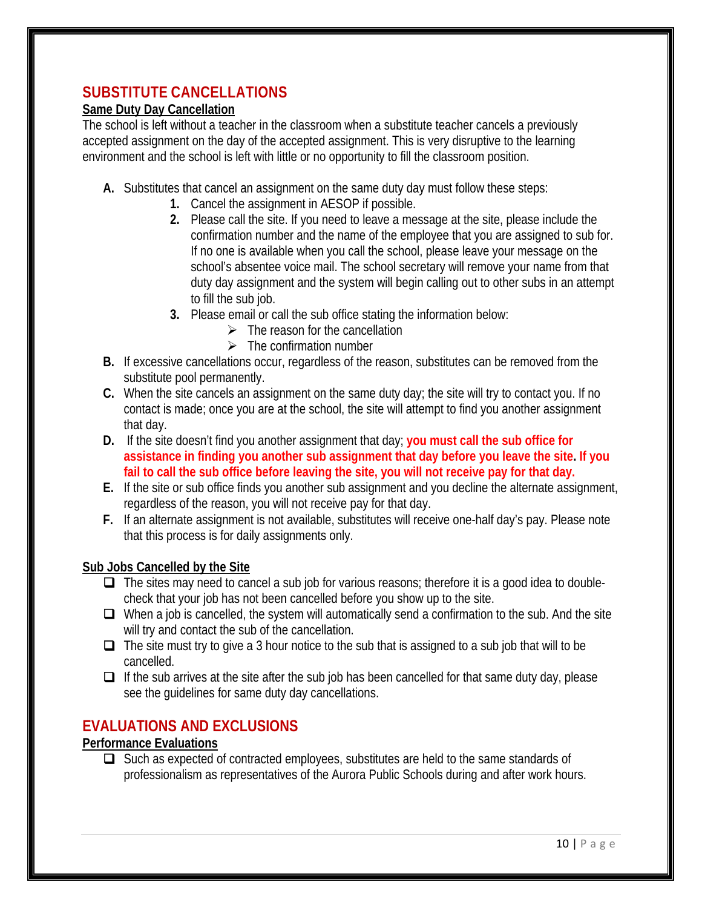## SUBSTITUTE CANCELLATIONS

### Same Duty Day Cancellation

The school is left without a teacher in the classroom when a substitute teacher cancels a previously accepted assignment on the day of the accepted assignment. This is very disruptive to the learning environment and the school is left with little or no opportunity to fill the classroom position.

**A.** Substitutes that cancel an assignment on the same duty day must follow these steps:

1. Cancel the assignment in AESOP if possible.
2. Please call the site. If you need to leave a message at the site, please include the confirmation number and the name of the employee that you are assigned to sub for. If no one is available when you call the school, please leave your message on the school's absentee voice mail. The school secretary will remove your name from that duty day assignment and the system will begin calling out to other subs in an attempt to fill the sub job.
3. Please email or call the sub office stating the information below:
   - The reason for the cancellation
   - The confirmation number

**B.** If excessive cancellations occur, regardless of the reason, substitutes can be removed from the substitute pool permanently.

**C.** When the site cancels an assignment on the same duty day; the site will try to contact you. If no contact is made; once you are at the school, the site will attempt to find you another assignment that day.

**D.** If the site doesn't find you another assignment that day; **you must call the sub office for assistance in finding you another sub assignment that day before you leave the site. If you fail to call the sub office before leaving the site, you will not receive pay for that day.**

**E.** If the site or sub office finds you another sub assignment and you decline the alternate assignment, regardless of the reason, you will not receive pay for that day.

**F.** If an alternate assignment is not available, substitutes will receive one-half day's pay. Please note that this process is for daily assignments only.

### Sub Jobs Cancelled by the Site

- The sites may need to cancel a sub job for various reasons; therefore it is a good idea to double-check that your job has not been cancelled before you show up to the site.
- When a job is cancelled, the system will automatically send a confirmation to the sub. And the site will try and contact the sub of the cancellation.
- The site must try to give a 3 hour notice to the sub that is assigned to a sub job that will to be cancelled.
- If the sub arrives at the site after the sub job has been cancelled for that same duty day, please see the guidelines for same duty day cancellations.

## EVALUATIONS AND EXCLUSIONS

### Performance Evaluations

- Such as expected of contracted employees, substitutes are held to the same standards of professionalism as representatives of the Aurora Public Schools during and after work hours.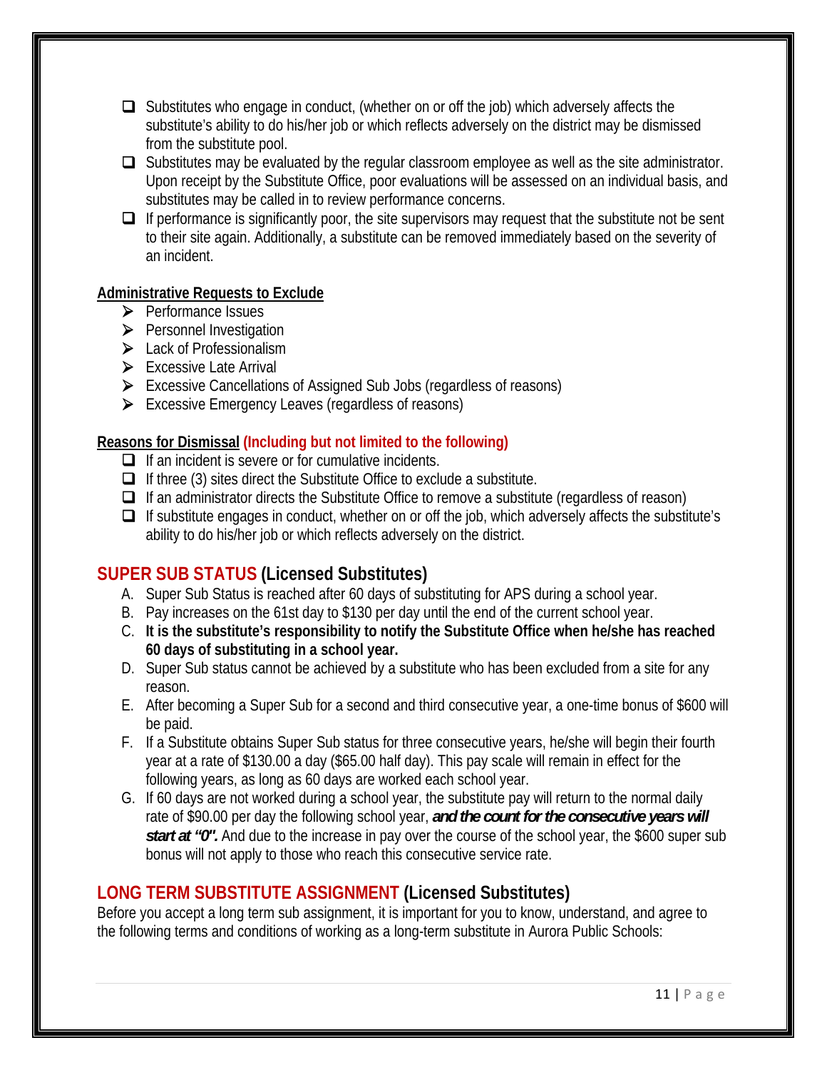- Substitutes who engage in conduct, (whether on or off the job) which adversely affects the substitute's ability to do his/her job or which reflects adversely on the district may be dismissed from the substitute pool.
- Substitutes may be evaluated by the regular classroom employee as well as the site administrator. Upon receipt by the Substitute Office, poor evaluations will be assessed on an individual basis, and substitutes may be called in to review performance concerns.
- If performance is significantly poor, the site supervisors may request that the substitute not be sent to their site again. Additionally, a substitute can be removed immediately based on the severity of an incident.

**Administrative Requests to Exclude**

- Performance Issues
- Personnel Investigation
- Lack of Professionalism
- Excessive Late Arrival
- Excessive Cancellations of Assigned Sub Jobs (regardless of reasons)
- Excessive Emergency Leaves (regardless of reasons)

**Reasons for Dismissal** **(Including but not limited to the following)**

- If an incident is severe or for cumulative incidents.
- If three (3) sites direct the Substitute Office to exclude a substitute.
- If an administrator directs the Substitute Office to remove a substitute (regardless of reason)
- If substitute engages in conduct, whether on or off the job, which adversely affects the substitute's ability to do his/her job or which reflects adversely on the district.

## SUPER SUB STATUS (Licensed Substitutes)

A. Super Sub Status is reached after 60 days of substituting for APS during a school year.
B. Pay increases on the 61st day to $130 per day until the end of the current school year.
C. **It is the substitute's responsibility to notify the Substitute Office when he/she has reached 60 days of substituting in a school year.**
D. Super Sub status cannot be achieved by a substitute who has been excluded from a site for any reason.
E. After becoming a Super Sub for a second and third consecutive year, a one-time bonus of $600 will be paid.
F. If a Substitute obtains Super Sub status for three consecutive years, he/she will begin their fourth year at a rate of $130.00 a day ($65.00 half day). This pay scale will remain in effect for the following years, as long as 60 days are worked each school year.
G. If 60 days are not worked during a school year, the substitute pay will return to the normal daily rate of $90.00 per day the following school year, ***and the count for the consecutive years will start at "0".*** And due to the increase in pay over the course of the school year, the $600 super sub bonus will not apply to those who reach this consecutive service rate.

## LONG TERM SUBSTITUTE ASSIGNMENT (Licensed Substitutes)

Before you accept a long term sub assignment, it is important for you to know, understand, and agree to the following terms and conditions of working as a long-term substitute in Aurora Public Schools: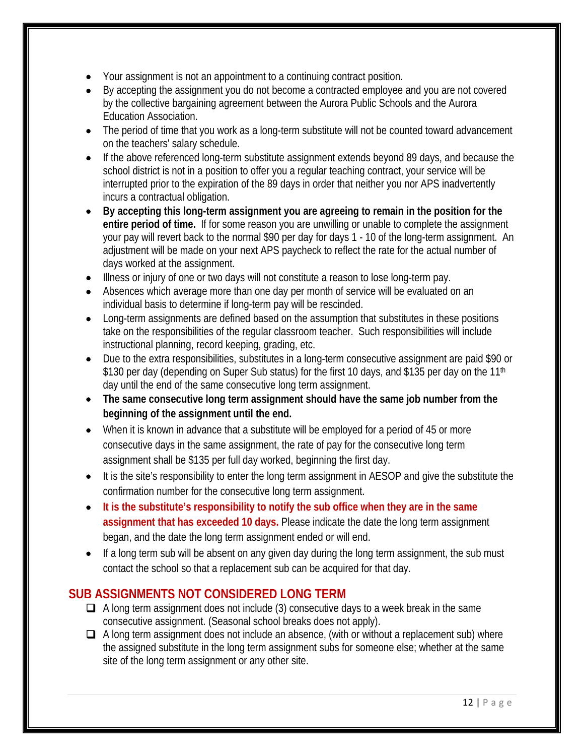- Your assignment is not an appointment to a continuing contract position.
- By accepting the assignment you do not become a contracted employee and you are not covered by the collective bargaining agreement between the Aurora Public Schools and the Aurora Education Association.
- The period of time that you work as a long-term substitute will not be counted toward advancement on the teachers' salary schedule.
- If the above referenced long-term substitute assignment extends beyond 89 days, and because the school district is not in a position to offer you a regular teaching contract, your service will be interrupted prior to the expiration of the 89 days in order that neither you nor APS inadvertently incurs a contractual obligation.
- **By accepting this long-term assignment you are agreeing to remain in the position for the entire period of time.** If for some reason you are unwilling or unable to complete the assignment your pay will revert back to the normal $90 per day for days 1 - 10 of the long-term assignment. An adjustment will be made on your next APS paycheck to reflect the rate for the actual number of days worked at the assignment.
- Illness or injury of one or two days will not constitute a reason to lose long-term pay.
- Absences which average more than one day per month of service will be evaluated on an individual basis to determine if long-term pay will be rescinded.
- Long-term assignments are defined based on the assumption that substitutes in these positions take on the responsibilities of the regular classroom teacher. Such responsibilities will include instructional planning, record keeping, grading, etc.
- Due to the extra responsibilities, substitutes in a long-term consecutive assignment are paid $90 or $130 per day (depending on Super Sub status) for the first 10 days, and $135 per day on the 11th day until the end of the same consecutive long term assignment.
- **The same consecutive long term assignment should have the same job number from the beginning of the assignment until the end.**
- When it is known in advance that a substitute will be employed for a period of 45 or more consecutive days in the same assignment, the rate of pay for the consecutive long term assignment shall be $135 per full day worked, beginning the first day.
- It is the site's responsibility to enter the long term assignment in AESOP and give the substitute the confirmation number for the consecutive long term assignment.
- **It is the substitute's responsibility to notify the sub office when they are in the same assignment that has exceeded 10 days.** Please indicate the date the long term assignment began, and the date the long term assignment ended or will end.
- If a long term sub will be absent on any given day during the long term assignment, the sub must contact the school so that a replacement sub can be acquired for that day.

## SUB ASSIGNMENTS NOT CONSIDERED LONG TERM

- ❑ A long term assignment does not include (3) consecutive days to a week break in the same consecutive assignment. (Seasonal school breaks does not apply).
- ❑ A long term assignment does not include an absence, (with or without a replacement sub) where the assigned substitute in the long term assignment subs for someone else; whether at the same site of the long term assignment or any other site.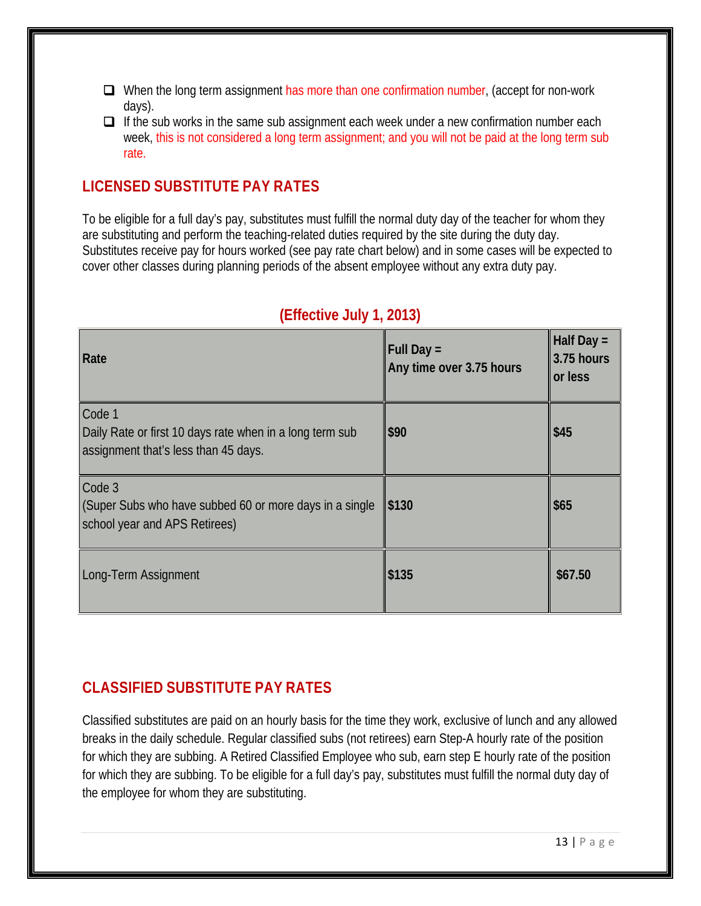- When the long term assignment has more than one confirmation number, (accept for non-work days).
- If the sub works in the same sub assignment each week under a new confirmation number each week, this is not considered a long term assignment; and you will not be paid at the long term sub rate.

## LICENSED SUBSTITUTE PAY RATES

To be eligible for a full day's pay, substitutes must fulfill the normal duty day of the teacher for whom they are substituting and perform the teaching-related duties required by the site during the duty day. Substitutes receive pay for hours worked (see pay rate chart below) and in some cases will be expected to cover other classes during planning periods of the absent employee without any extra duty pay.

### (Effective July 1, 2013)

| Rate | Full Day = Any time over 3.75 hours | Half Day = 3.75 hours or less |
|---|---|---|
| Code 1<br>Daily Rate or first 10 days rate when in a long term sub assignment that's less than 45 days. | **$90** | **$45** |
| Code 3<br>(Super Subs who have subbed 60 or more days in a single school year and APS Retirees) | **$130** | **$65** |
| Long-Term Assignment | **$135** | **$67.50** |

## CLASSIFIED SUBSTITUTE PAY RATES

Classified substitutes are paid on an hourly basis for the time they work, exclusive of lunch and any allowed breaks in the daily schedule. Regular classified subs (not retirees) earn Step-A hourly rate of the position for which they are subbing. A Retired Classified Employee who sub, earn step E hourly rate of the position for which they are subbing. To be eligible for a full day's pay, substitutes must fulfill the normal duty day of the employee for whom they are substituting.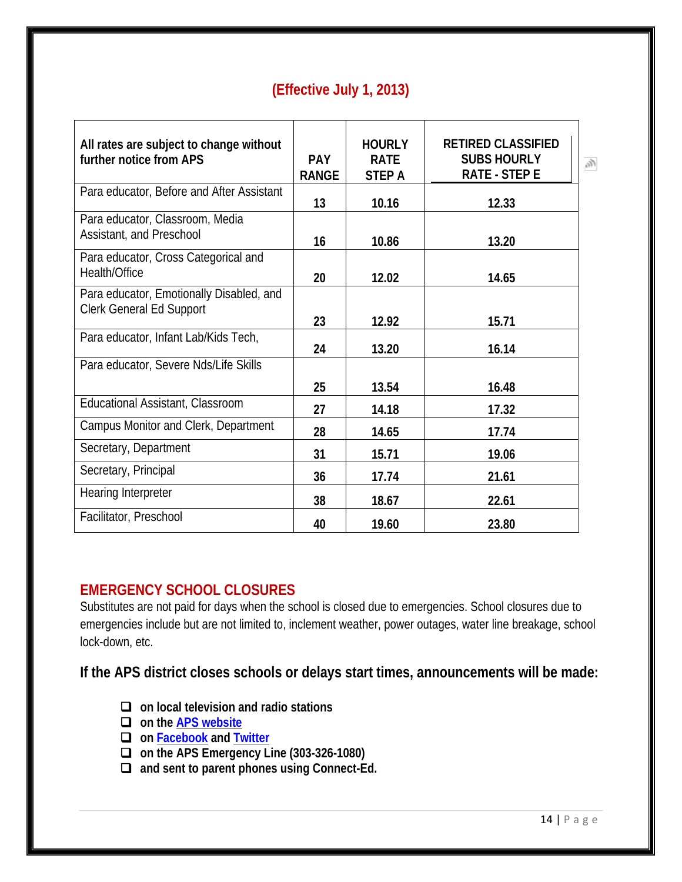**(Effective July 1, 2013)**

| All rates are subject to change without further notice from APS | PAY RANGE | HOURLY RATE STEP A | RETIRED CLASSIFIED SUBS HOURLY RATE - STEP E |
|---|---|---|---|
| Para educator, Before and After Assistant | 13 | 10.16 | 12.33 |
| Para educator, Classroom, Media Assistant, and Preschool | 16 | 10.86 | 13.20 |
| Para educator, Cross Categorical and Health/Office | 20 | 12.02 | 14.65 |
| Para educator, Emotionally Disabled, and Clerk General Ed Support | 23 | 12.92 | 15.71 |
| Para educator, Infant Lab/Kids Tech, | 24 | 13.20 | 16.14 |
| Para educator, Severe Nds/Life Skills | 25 | 13.54 | 16.48 |
| Educational Assistant, Classroom | 27 | 14.18 | 17.32 |
| Campus Monitor and Clerk, Department | 28 | 14.65 | 17.74 |
| Secretary, Department | 31 | 15.71 | 19.06 |
| Secretary, Principal | 36 | 17.74 | 21.61 |
| Hearing Interpreter | 38 | 18.67 | 22.61 |
| Facilitator, Preschool | 40 | 19.60 | 23.80 |

## EMERGENCY SCHOOL CLOSURES

Substitutes are not paid for days when the school is closed due to emergencies. School closures due to emergencies include but are not limited to, inclement weather, power outages, water line breakage, school lock-down, etc.

### If the APS district closes schools or delays start times, announcements will be made:

- **on local television and radio stations**
- **on the APS website**
- **on Facebook and Twitter**
- **on the APS Emergency Line (303-326-1080)**
- **and sent to parent phones using Connect-Ed.**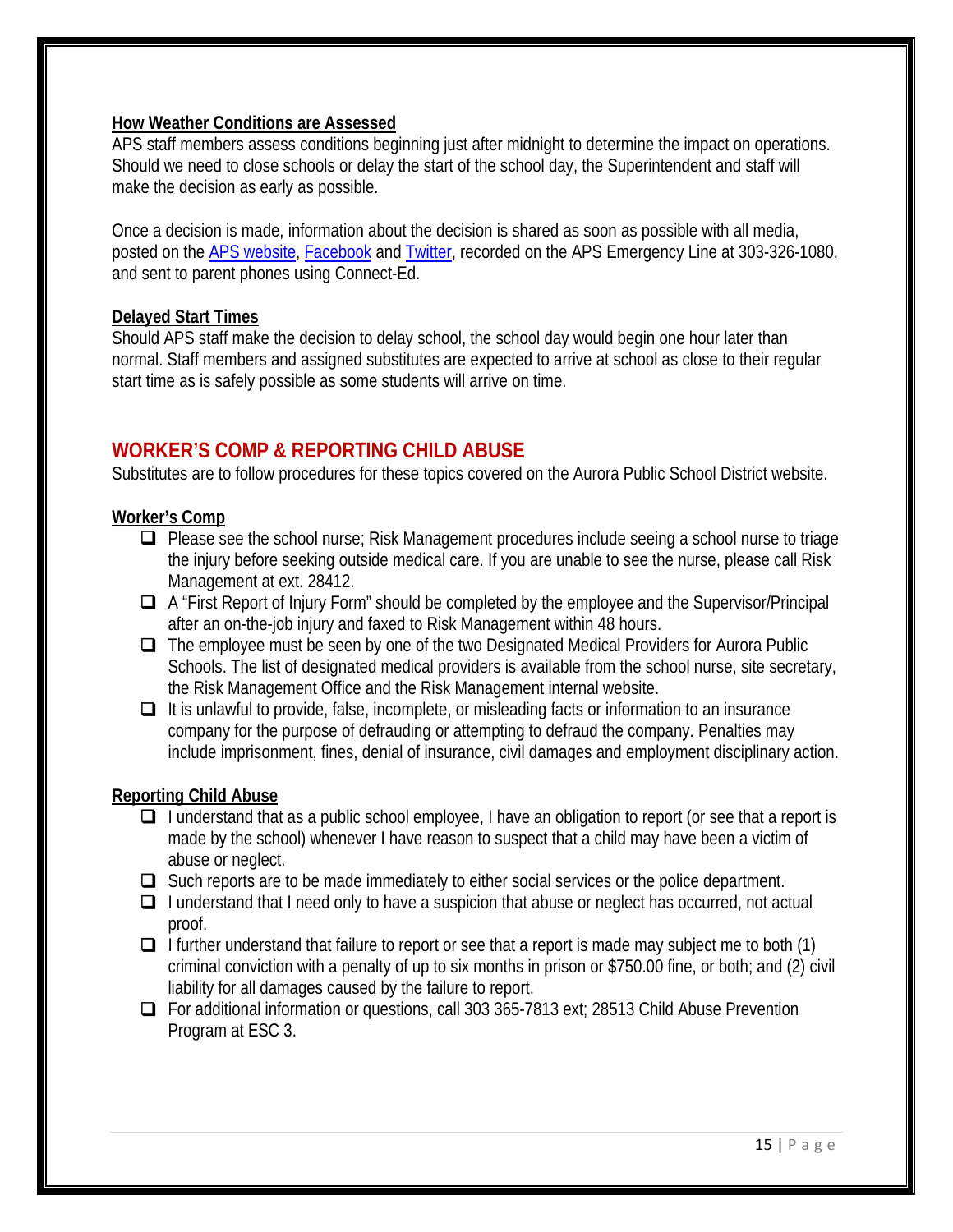**How Weather Conditions are Assessed**

APS staff members assess conditions beginning just after midnight to determine the impact on operations. Should we need to close schools or delay the start of the school day, the Superintendent and staff will make the decision as early as possible.

Once a decision is made, information about the decision is shared as soon as possible with all media, posted on the APS website, Facebook and Twitter, recorded on the APS Emergency Line at 303-326-1080, and sent to parent phones using Connect-Ed.

**Delayed Start Times**

Should APS staff make the decision to delay school, the school day would begin one hour later than normal. Staff members and assigned substitutes are expected to arrive at school as close to their regular start time as is safely possible as some students will arrive on time.

## WORKER'S COMP & REPORTING CHILD ABUSE

Substitutes are to follow procedures for these topics covered on the Aurora Public School District website.

**Worker's Comp**

- Please see the school nurse; Risk Management procedures include seeing a school nurse to triage the injury before seeking outside medical care. If you are unable to see the nurse, please call Risk Management at ext. 28412.
- A "First Report of Injury Form" should be completed by the employee and the Supervisor/Principal after an on-the-job injury and faxed to Risk Management within 48 hours.
- The employee must be seen by one of the two Designated Medical Providers for Aurora Public Schools. The list of designated medical providers is available from the school nurse, site secretary, the Risk Management Office and the Risk Management internal website.
- It is unlawful to provide, false, incomplete, or misleading facts or information to an insurance company for the purpose of defrauding or attempting to defraud the company. Penalties may include imprisonment, fines, denial of insurance, civil damages and employment disciplinary action.

**Reporting Child Abuse**

- I understand that as a public school employee, I have an obligation to report (or see that a report is made by the school) whenever I have reason to suspect that a child may have been a victim of abuse or neglect.
- Such reports are to be made immediately to either social services or the police department.
- I understand that I need only to have a suspicion that abuse or neglect has occurred, not actual proof.
- I further understand that failure to report or see that a report is made may subject me to both (1) criminal conviction with a penalty of up to six months in prison or $750.00 fine, or both; and (2) civil liability for all damages caused by the failure to report.
- For additional information or questions, call 303 365-7813 ext; 28513 Child Abuse Prevention Program at ESC 3.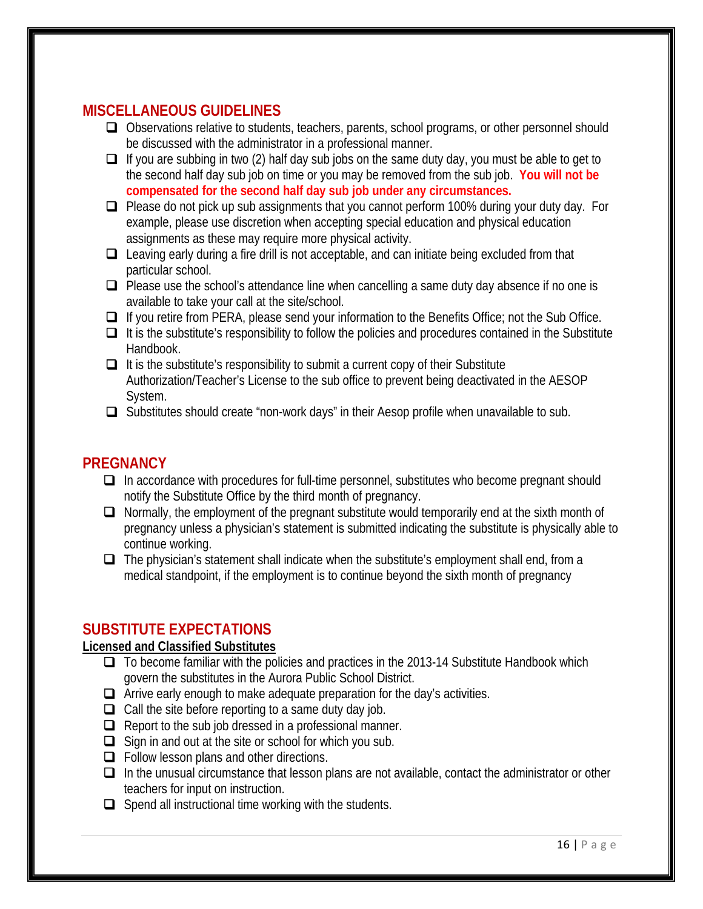## MISCELLANEOUS GUIDELINES

- Observations relative to students, teachers, parents, school programs, or other personnel should be discussed with the administrator in a professional manner.
- If you are subbing in two (2) half day sub jobs on the same duty day, you must be able to get to the second half day sub job on time or you may be removed from the sub job. **You will not be compensated for the second half day sub job under any circumstances.**
- Please do not pick up sub assignments that you cannot perform 100% during your duty day. For example, please use discretion when accepting special education and physical education assignments as these may require more physical activity.
- Leaving early during a fire drill is not acceptable, and can initiate being excluded from that particular school.
- Please use the school's attendance line when cancelling a same duty day absence if no one is available to take your call at the site/school.
- If you retire from PERA, please send your information to the Benefits Office; not the Sub Office.
- It is the substitute's responsibility to follow the policies and procedures contained in the Substitute Handbook.
- It is the substitute's responsibility to submit a current copy of their Substitute Authorization/Teacher's License to the sub office to prevent being deactivated in the AESOP System.
- Substitutes should create "non-work days" in their Aesop profile when unavailable to sub.

## PREGNANCY

- In accordance with procedures for full-time personnel, substitutes who become pregnant should notify the Substitute Office by the third month of pregnancy.
- Normally, the employment of the pregnant substitute would temporarily end at the sixth month of pregnancy unless a physician's statement is submitted indicating the substitute is physically able to continue working.
- The physician's statement shall indicate when the substitute's employment shall end, from a medical standpoint, if the employment is to continue beyond the sixth month of pregnancy

## SUBSTITUTE EXPECTATIONS

**Licensed and Classified Substitutes**

- To become familiar with the policies and practices in the 2013-14 Substitute Handbook which govern the substitutes in the Aurora Public School District.
- Arrive early enough to make adequate preparation for the day's activities.
- Call the site before reporting to a same duty day job.
- Report to the sub job dressed in a professional manner.
- Sign in and out at the site or school for which you sub.
- Follow lesson plans and other directions.
- In the unusual circumstance that lesson plans are not available, contact the administrator or other teachers for input on instruction.
- Spend all instructional time working with the students.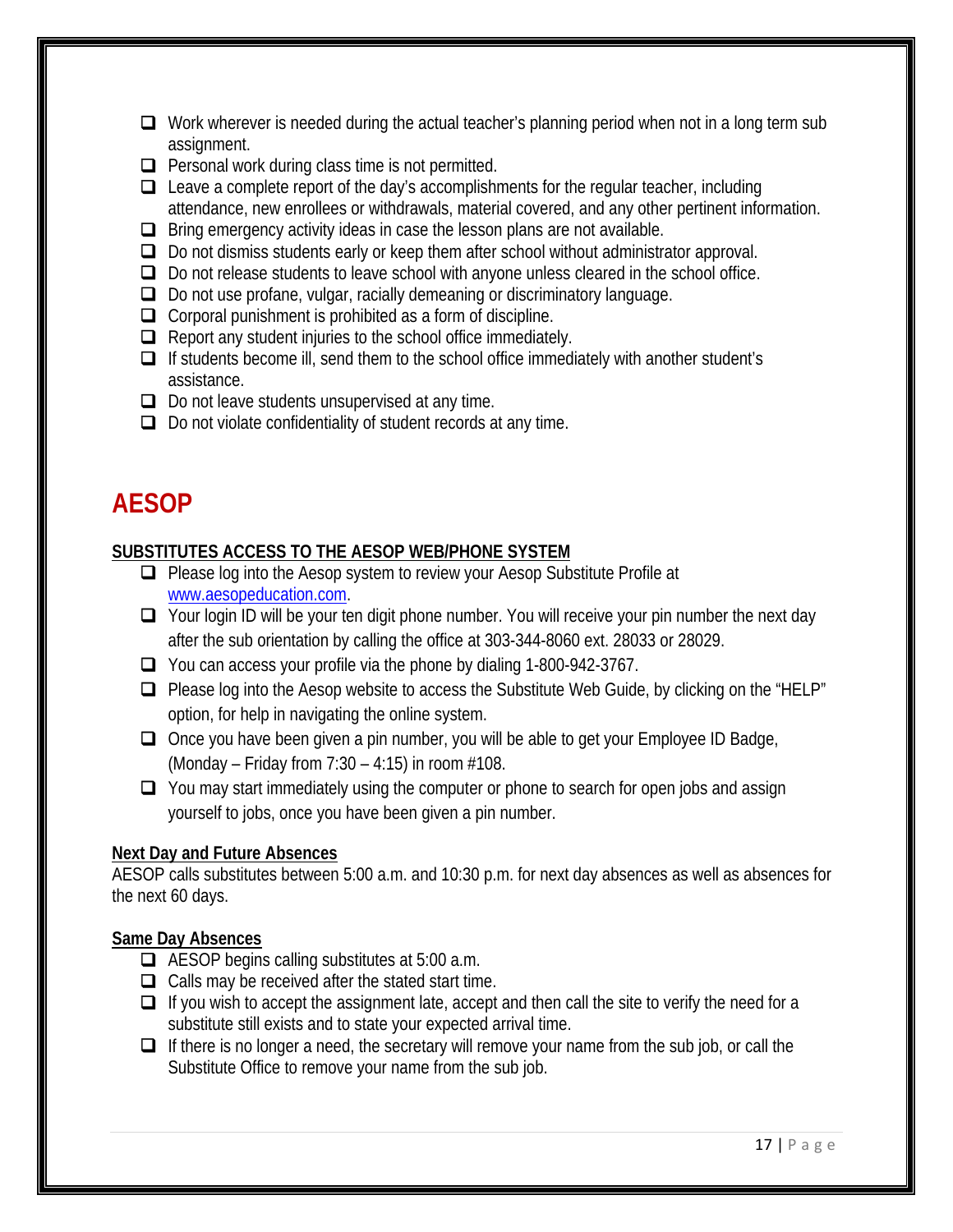- Work wherever is needed during the actual teacher's planning period when not in a long term sub assignment.
- Personal work during class time is not permitted.
- Leave a complete report of the day's accomplishments for the regular teacher, including attendance, new enrollees or withdrawals, material covered, and any other pertinent information.
- Bring emergency activity ideas in case the lesson plans are not available.
- Do not dismiss students early or keep them after school without administrator approval.
- Do not release students to leave school with anyone unless cleared in the school office.
- Do not use profane, vulgar, racially demeaning or discriminatory language.
- Corporal punishment is prohibited as a form of discipline.
- Report any student injuries to the school office immediately.
- If students become ill, send them to the school office immediately with another student's assistance.
- Do not leave students unsupervised at any time.
- Do not violate confidentiality of student records at any time.

# AESOP

**SUBSTITUTES ACCESS TO THE AESOP WEB/PHONE SYSTEM**

- Please log into the Aesop system to review your Aesop Substitute Profile at www.aesopeducation.com.
- Your login ID will be your ten digit phone number. You will receive your pin number the next day after the sub orientation by calling the office at 303-344-8060 ext. 28033 or 28029.
- You can access your profile via the phone by dialing 1-800-942-3767.
- Please log into the Aesop website to access the Substitute Web Guide, by clicking on the "HELP" option, for help in navigating the online system.
- Once you have been given a pin number, you will be able to get your Employee ID Badge, (Monday – Friday from 7:30 – 4:15) in room #108.
- You may start immediately using the computer or phone to search for open jobs and assign yourself to jobs, once you have been given a pin number.

**Next Day and Future Absences**

AESOP calls substitutes between 5:00 a.m. and 10:30 p.m. for next day absences as well as absences for the next 60 days.

**Same Day Absences**

- AESOP begins calling substitutes at 5:00 a.m.
- Calls may be received after the stated start time.
- If you wish to accept the assignment late, accept and then call the site to verify the need for a substitute still exists and to state your expected arrival time.
- If there is no longer a need, the secretary will remove your name from the sub job, or call the Substitute Office to remove your name from the sub job.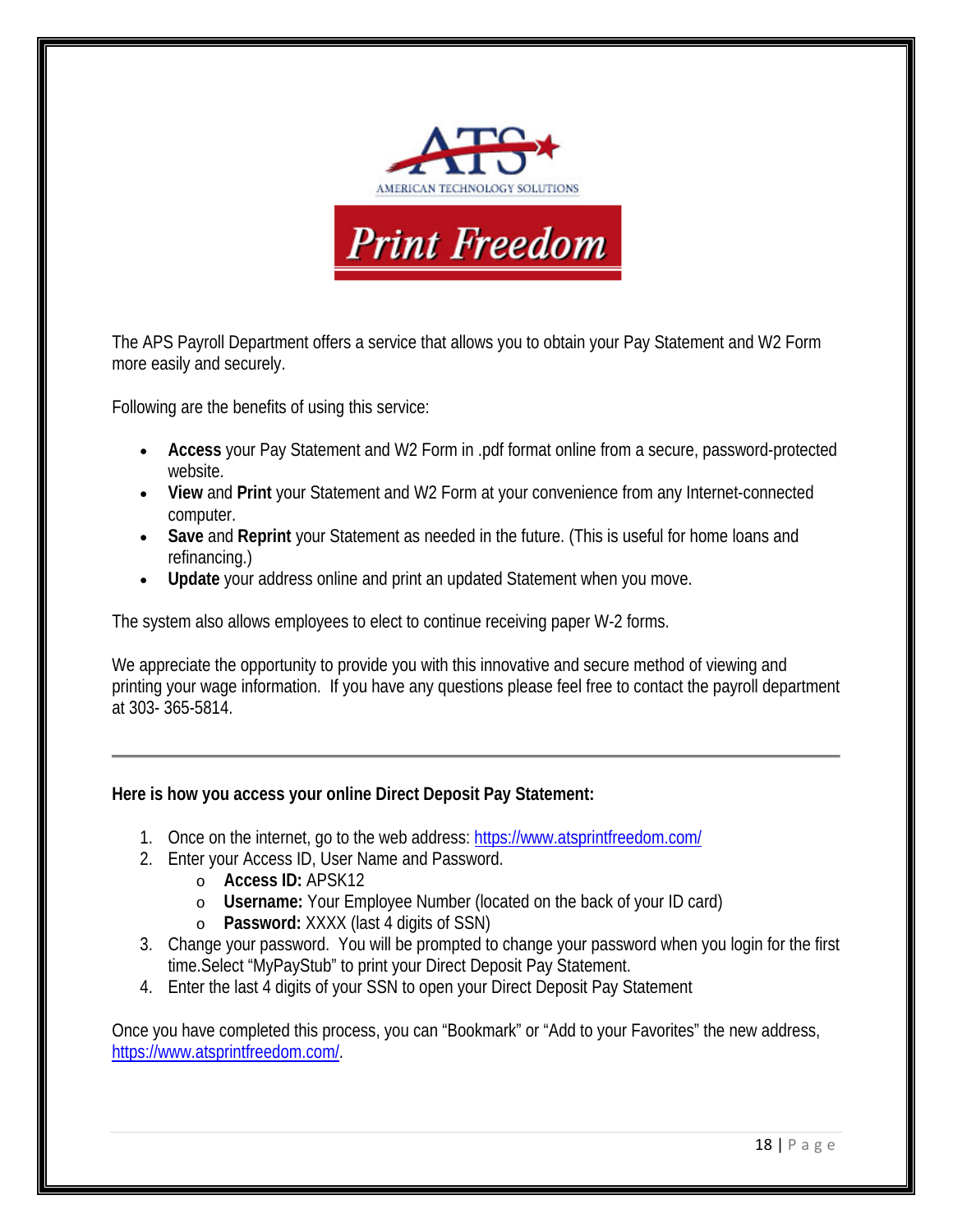AMERICAN TECHNOLOGY SOLUTIONS

# Print Freedom

The APS Payroll Department offers a service that allows you to obtain your Pay Statement and W2 Form more easily and securely.

Following are the benefits of using this service:

- **Access** your Pay Statement and W2 Form in .pdf format online from a secure, password-protected website.
- **View** and **Print** your Statement and W2 Form at your convenience from any Internet-connected computer.
- **Save** and **Reprint** your Statement as needed in the future. (This is useful for home loans and refinancing.)
- **Update** your address online and print an updated Statement when you move.

The system also allows employees to elect to continue receiving paper W-2 forms.

We appreciate the opportunity to provide you with this innovative and secure method of viewing and printing your wage information. If you have any questions please feel free to contact the payroll department at 303- 365-5814.

---

**Here is how you access your online Direct Deposit Pay Statement:**

1. Once on the internet, go to the web address: https://www.atsprintfreedom.com/
2. Enter your Access ID, User Name and Password.
   - **Access ID:** APSK12
   - **Username:** Your Employee Number (located on the back of your ID card)
   - **Password:** XXXX (last 4 digits of SSN)
3. Change your password. You will be prompted to change your password when you login for the first time.Select “MyPayStub” to print your Direct Deposit Pay Statement.
4. Enter the last 4 digits of your SSN to open your Direct Deposit Pay Statement

Once you have completed this process, you can “Bookmark” or “Add to your Favorites” the new address, https://www.atsprintfreedom.com/.